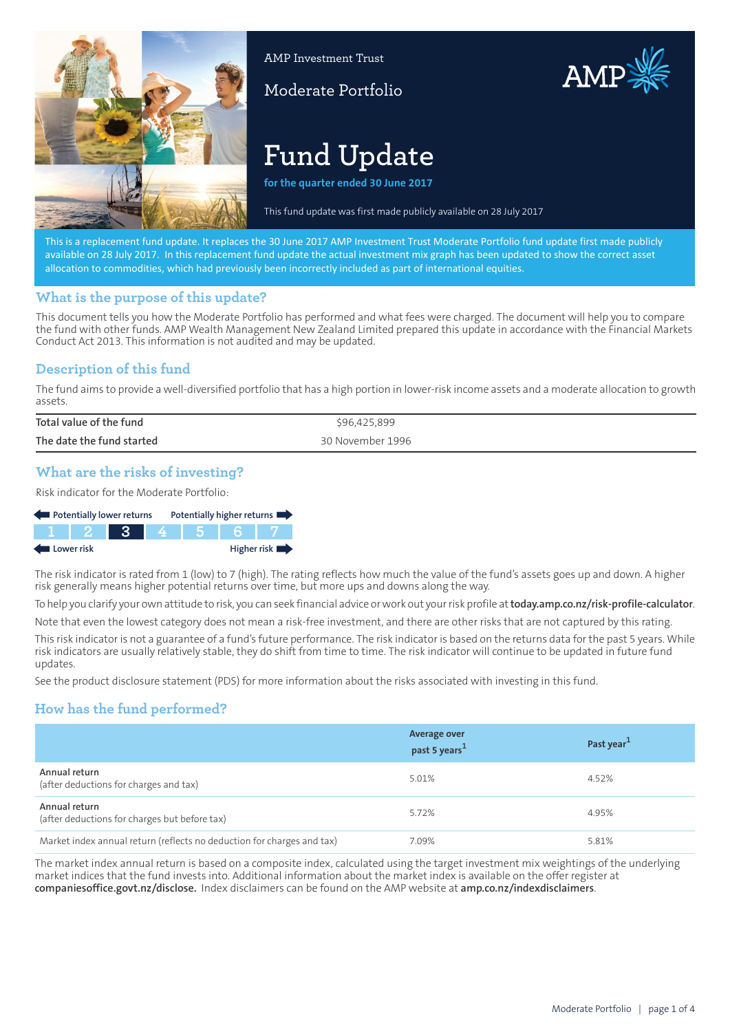AMP Investment Trust

Moderate Portfolio

# Fund Update

**for the quarter ended 30 June 2017**

This fund update was first made publicly available on 28 July 2017

This is a replacement fund update. It replaces the 30 June 2017 AMP Investment Trust Moderate Portfolio fund update first made publicly available on 28 July 2017. In this replacement fund update the actual investment mix graph has been updated to show the correct asset allocation to commodities, which had previously been incorrectly included as part of international equities.

## What is the purpose of this update?

This document tells you how the Moderate Portfolio has performed and what fees were charged. The document will help you to compare the fund with other funds. AMP Wealth Management New Zealand Limited prepared this update in accordance with the Financial Markets Conduct Act 2013. This information is not audited and may be updated.

## Description of this fund

The fund aims to provide a well-diversified portfolio that has a high portion in lower-risk income assets and a moderate allocation to growth assets.

| | |
|---|---|
| Total value of the fund | $96,425,899 |
| The date the fund started | 30 November 1996 |

## What are the risks of investing?

Risk indicator for the Moderate Portfolio:

Potentially lower returns ← → Potentially higher returns

| 1 | 2 | **3** | 4 | 5 | 6 | 7 |
|---|---|---|---|---|---|---|

Lower risk ← → Higher risk

The risk indicator is rated from 1 (low) to 7 (high). The rating reflects how much the value of the fund's assets goes up and down. A higher risk generally means higher potential returns over time, but more ups and downs along the way.

To help you clarify your own attitude to risk, you can seek financial advice or work out your risk profile at **today.amp.co.nz/risk-profile-calculator**.

Note that even the lowest category does not mean a risk-free investment, and there are other risks that are not captured by this rating.

This risk indicator is not a guarantee of a fund's future performance. The risk indicator is based on the returns data for the past 5 years. While risk indicators are usually relatively stable, they do shift from time to time. The risk indicator will continue to be updated in future fund updates.

See the product disclosure statement (PDS) for more information about the risks associated with investing in this fund.

## How has the fund performed?

| | Average over past 5 years[1] | Past year[1] |
|---|---|---|
| Annual return (after deductions for charges and tax) | 5.01% | 4.52% |
| Annual return (after deductions for charges but before tax) | 5.72% | 4.95% |
| Market index annual return (reflects no deduction for charges and tax) | 7.09% | 5.81% |

The market index annual return is based on a composite index, calculated using the target investment mix weightings of the underlying market indices that the fund invests into. Additional information about the market index is available on the offer register at **companiesoffice.govt.nz/disclose.** Index disclaimers can be found on the AMP website at **amp.co.nz/indexdisclaimers**.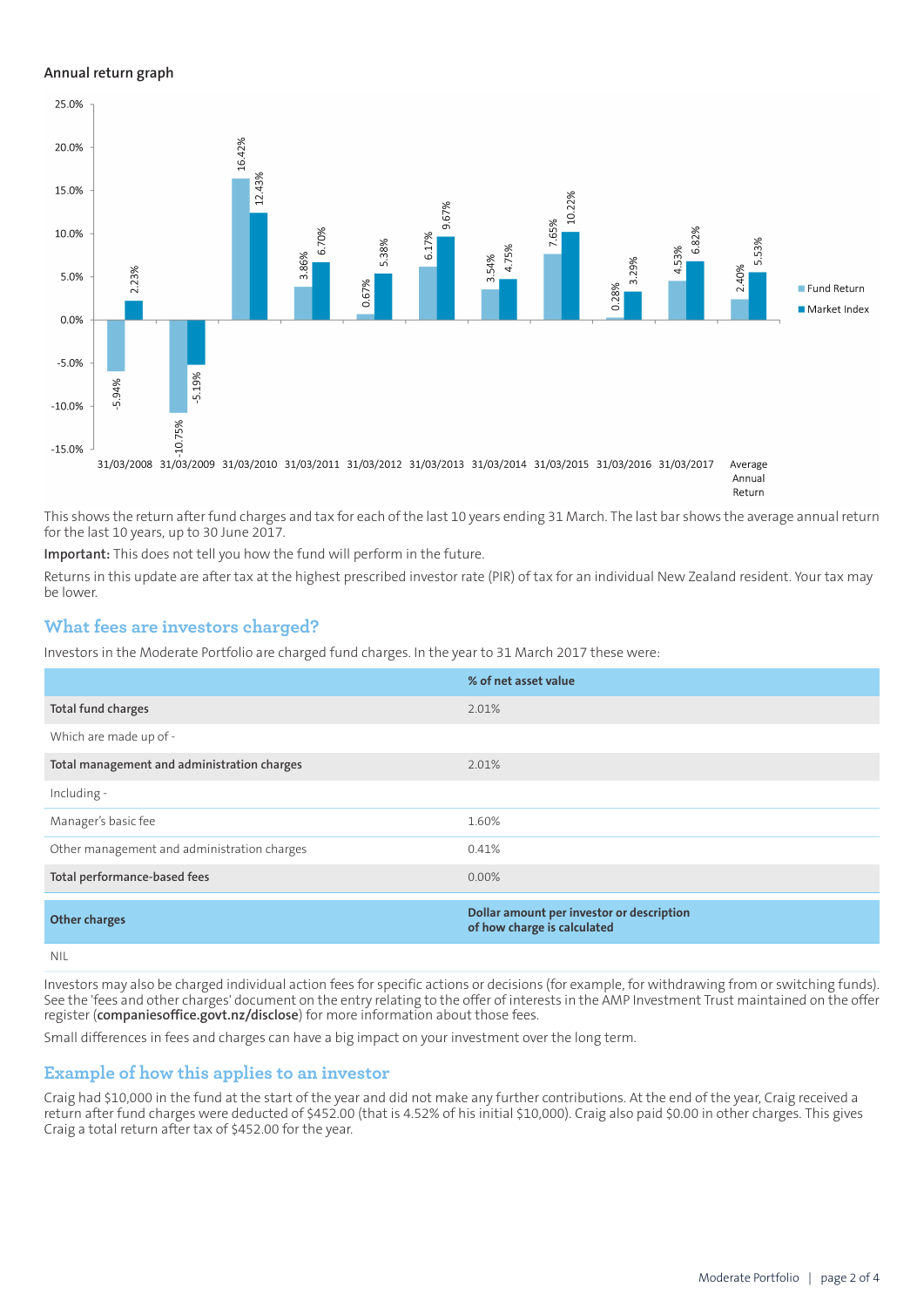### Annual return graph

| Year | Fund Return | Market Index |
|---|---|---|
| 31/03/2008 | -5.94% | 2.23% |
| 31/03/2009 | -10.75% | -5.19% |
| 31/03/2010 | 16.42% | 12.43% |
| 31/03/2011 | 3.86% | 6.70% |
| 31/03/2012 | 0.67% | 5.38% |
| 31/03/2013 | 6.17% | 9.67% |
| 31/03/2014 | 3.54% | 4.75% |
| 31/03/2015 | 7.65% | 10.22% |
| 31/03/2016 | 0.28% | 3.29% |
| 31/03/2017 | 4.53% | 6.82% |
| Average Annual Return | 2.40% | 5.53% |

This shows the return after fund charges and tax for each of the last 10 years ending 31 March. The last bar shows the average annual return for the last 10 years, up to 30 June 2017.

**Important:** This does not tell you how the fund will perform in the future.

Returns in this update are after tax at the highest prescribed investor rate (PIR) of tax for an individual New Zealand resident. Your tax may be lower.

## What fees are investors charged?

Investors in the Moderate Portfolio are charged fund charges. In the year to 31 March 2017 these were:

| | % of net asset value |
|---|---|
| **Total fund charges** | 2.01% |
| Which are made up of - | |
| **Total management and administration charges** | 2.01% |
| Including - | |
| Manager's basic fee | 1.60% |
| Other management and administration charges | 0.41% |
| **Total performance-based fees** | 0.00% |

| **Other charges** | **Dollar amount per investor or description of how charge is calculated** |
|---|---|
| NIL | |

Investors may also be charged individual action fees for specific actions or decisions (for example, for withdrawing from or switching funds). See the 'fees and other charges' document on the entry relating to the offer of interests in the AMP Investment Trust maintained on the offer register (**companiesoffice.govt.nz/disclose**) for more information about those fees.

Small differences in fees and charges can have a big impact on your investment over the long term.

## Example of how this applies to an investor

Craig had $10,000 in the fund at the start of the year and did not make any further contributions. At the end of the year, Craig received a return after fund charges were deducted of $452.00 (that is 4.52% of his initial $10,000). Craig also paid $0.00 in other charges. This gives Craig a total return after tax of $452.00 for the year.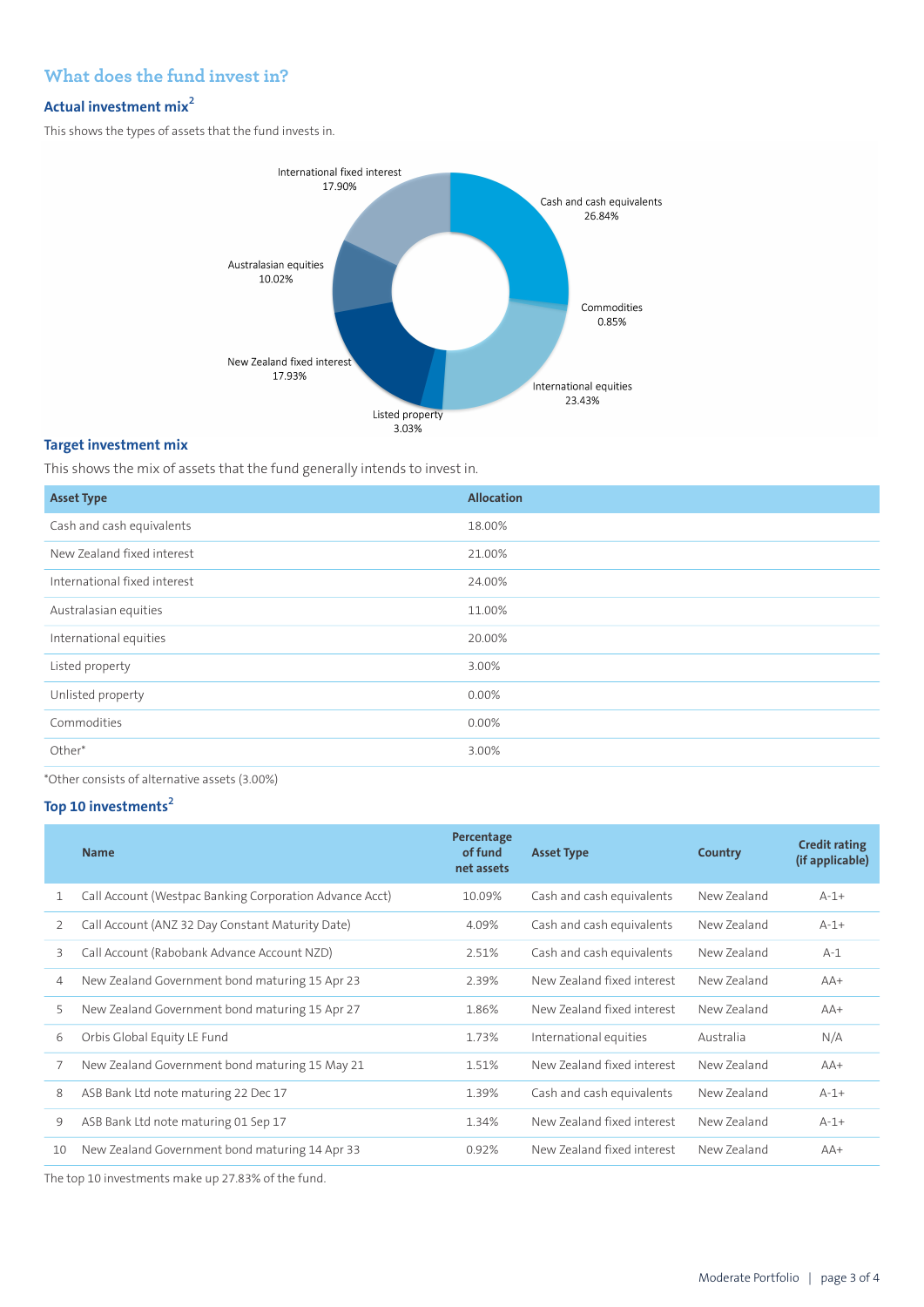## What does the fund invest in?

### Actual investment mix[2]

This shows the types of assets that the fund invests in.

International fixed interest 17.90%

Cash and cash equivalents 26.84%

Australasian equities 10.02%

Commodities 0.85%

New Zealand fixed interest 17.93%

International equities 23.43%

Listed property 3.03%

### Target investment mix

This shows the mix of assets that the fund generally intends to invest in.

| Asset Type | Allocation |
|---|---|
| Cash and cash equivalents | 18.00% |
| New Zealand fixed interest | 21.00% |
| International fixed interest | 24.00% |
| Australasian equities | 11.00% |
| International equities | 20.00% |
| Listed property | 3.00% |
| Unlisted property | 0.00% |
| Commodities | 0.00% |
| Other* | 3.00% |

*Other consists of alternative assets (3.00%)

### Top 10 investments[2]

| | Name | Percentage of fund net assets | Asset Type | Country | Credit rating (if applicable) |
|---|---|---|---|---|---|
| 1 | Call Account (Westpac Banking Corporation Advance Acct) | 10.09% | Cash and cash equivalents | New Zealand | A-1+ |
| 2 | Call Account (ANZ 32 Day Constant Maturity Date) | 4.09% | Cash and cash equivalents | New Zealand | A-1+ |
| 3 | Call Account (Rabobank Advance Account NZD) | 2.51% | Cash and cash equivalents | New Zealand | A-1 |
| 4 | New Zealand Government bond maturing 15 Apr 23 | 2.39% | New Zealand fixed interest | New Zealand | AA+ |
| 5 | New Zealand Government bond maturing 15 Apr 27 | 1.86% | New Zealand fixed interest | New Zealand | AA+ |
| 6 | Orbis Global Equity LE Fund | 1.73% | International equities | Australia | N/A |
| 7 | New Zealand Government bond maturing 15 May 21 | 1.51% | New Zealand fixed interest | New Zealand | AA+ |
| 8 | ASB Bank Ltd note maturing 22 Dec 17 | 1.39% | Cash and cash equivalents | New Zealand | A-1+ |
| 9 | ASB Bank Ltd note maturing 01 Sep 17 | 1.34% | New Zealand fixed interest | New Zealand | A-1+ |
| 10 | New Zealand Government bond maturing 14 Apr 33 | 0.92% | New Zealand fixed interest | New Zealand | AA+ |

The top 10 investments make up 27.83% of the fund.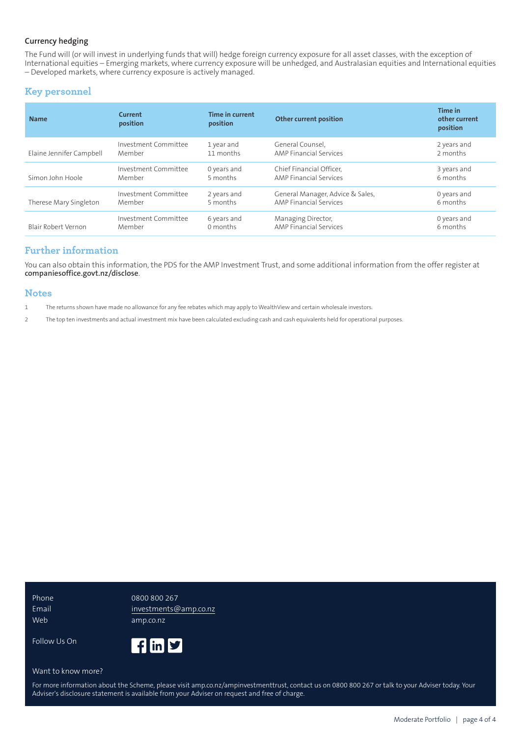### Currency hedging

The Fund will (or will invest in underlying funds that will) hedge foreign currency exposure for all asset classes, with the exception of International equities – Emerging markets, where currency exposure will be unhedged, and Australasian equities and International equities – Developed markets, where currency exposure is actively managed.

## Key personnel

| Name | Current position | Time in current position | Other current position | Time in other current position |
|---|---|---|---|---|
| Elaine Jennifer Campbell | Investment Committee Member | 1 year and 11 months | General Counsel, AMP Financial Services | 2 years and 2 months |
| Simon John Hoole | Investment Committee Member | 0 years and 5 months | Chief Financial Officer, AMP Financial Services | 3 years and 6 months |
| Therese Mary Singleton | Investment Committee Member | 2 years and 5 months | General Manager, Advice & Sales, AMP Financial Services | 0 years and 6 months |
| Blair Robert Vernon | Investment Committee Member | 6 years and 0 months | Managing Director, AMP Financial Services | 0 years and 6 months |

## Further information

You can also obtain this information, the PDS for the AMP Investment Trust, and some additional information from the offer register at **companiesoffice.govt.nz/disclose**.

## Notes

1 The returns shown have made no allowance for any fee rebates which may apply to WealthView and certain wholesale investors.

2 The top ten investments and actual investment mix have been calculated excluding cash and cash equivalents held for operational purposes.

Phone 0800 800 267
Email investments@amp.co.nz
Web amp.co.nz

Follow Us On

Want to know more?

For more information about the Scheme, please visit amp.co.nz/ampinvestmenttrust, contact us on 0800 800 267 or talk to your Adviser today. Your Adviser's disclosure statement is available from your Adviser on request and free of charge.